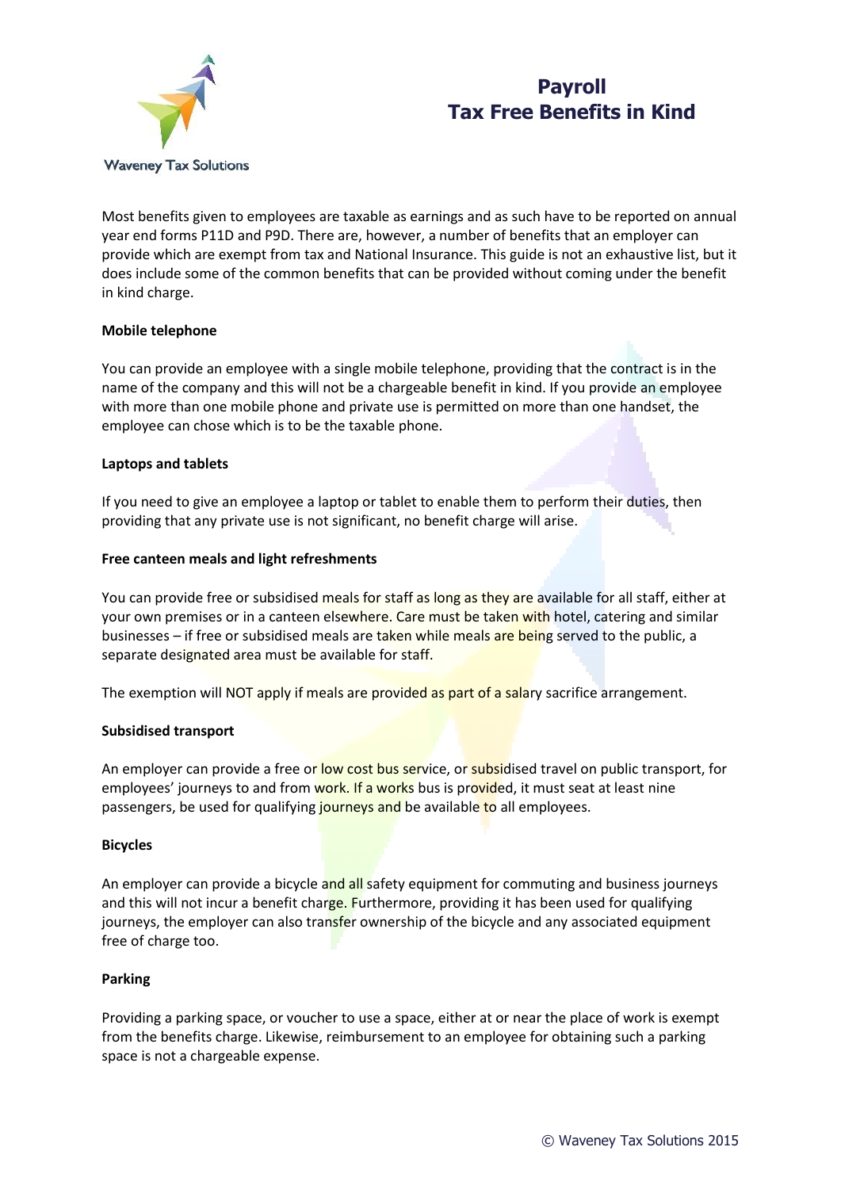Waveney Tax Solutions

# Payroll
# Tax Free Benefits in Kind

Most benefits given to employees are taxable as earnings and as such have to be reported on annual year end forms P11D and P9D. There are, however, a number of benefits that an employer can provide which are exempt from tax and National Insurance. This guide is not an exhaustive list, but it does include some of the common benefits that can be provided without coming under the benefit in kind charge.

**Mobile telephone**

You can provide an employee with a single mobile telephone, providing that the contract is in the name of the company and this will not be a chargeable benefit in kind. If you provide an employee with more than one mobile phone and private use is permitted on more than one handset, the employee can chose which is to be the taxable phone.

**Laptops and tablets**

If you need to give an employee a laptop or tablet to enable them to perform their duties, then providing that any private use is not significant, no benefit charge will arise.

**Free canteen meals and light refreshments**

You can provide free or subsidised meals for staff as long as they are available for all staff, either at your own premises or in a canteen elsewhere. Care must be taken with hotel, catering and similar businesses – if free or subsidised meals are taken while meals are being served to the public, a separate designated area must be available for staff.

The exemption will NOT apply if meals are provided as part of a salary sacrifice arrangement.

**Subsidised transport**

An employer can provide a free or low cost bus service, or subsidised travel on public transport, for employees' journeys to and from work. If a works bus is provided, it must seat at least nine passengers, be used for qualifying journeys and be available to all employees.

**Bicycles**

An employer can provide a bicycle and all safety equipment for commuting and business journeys and this will not incur a benefit charge. Furthermore, providing it has been used for qualifying journeys, the employer can also transfer ownership of the bicycle and any associated equipment free of charge too.

**Parking**

Providing a parking space, or voucher to use a space, either at or near the place of work is exempt from the benefits charge. Likewise, reimbursement to an employee for obtaining such a parking space is not a chargeable expense.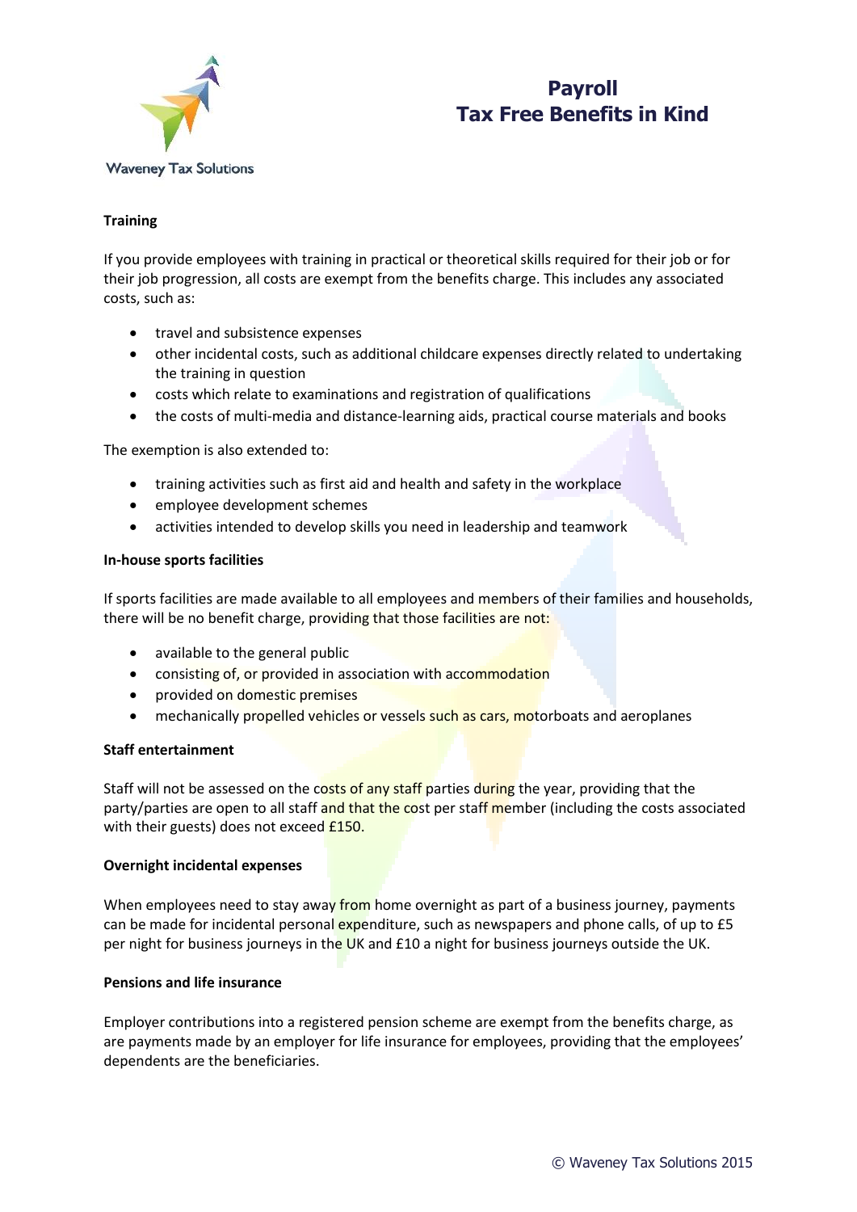# Payroll
# Tax Free Benefits in Kind

**Training**

If you provide employees with training in practical or theoretical skills required for their job or for their job progression, all costs are exempt from the benefits charge. This includes any associated costs, such as:

- travel and subsistence expenses
- other incidental costs, such as additional childcare expenses directly related to undertaking the training in question
- costs which relate to examinations and registration of qualifications
- the costs of multi-media and distance-learning aids, practical course materials and books

The exemption is also extended to:

- training activities such as first aid and health and safety in the workplace
- employee development schemes
- activities intended to develop skills you need in leadership and teamwork

**In-house sports facilities**

If sports facilities are made available to all employees and members of their families and households, there will be no benefit charge, providing that those facilities are not:

- available to the general public
- consisting of, or provided in association with accommodation
- provided on domestic premises
- mechanically propelled vehicles or vessels such as cars, motorboats and aeroplanes

**Staff entertainment**

Staff will not be assessed on the costs of any staff parties during the year, providing that the party/parties are open to all staff and that the cost per staff member (including the costs associated with their guests) does not exceed £150.

**Overnight incidental expenses**

When employees need to stay away from home overnight as part of a business journey, payments can be made for incidental personal expenditure, such as newspapers and phone calls, of up to £5 per night for business journeys in the UK and £10 a night for business journeys outside the UK.

**Pensions and life insurance**

Employer contributions into a registered pension scheme are exempt from the benefits charge, as are payments made by an employer for life insurance for employees, providing that the employees' dependents are the beneficiaries.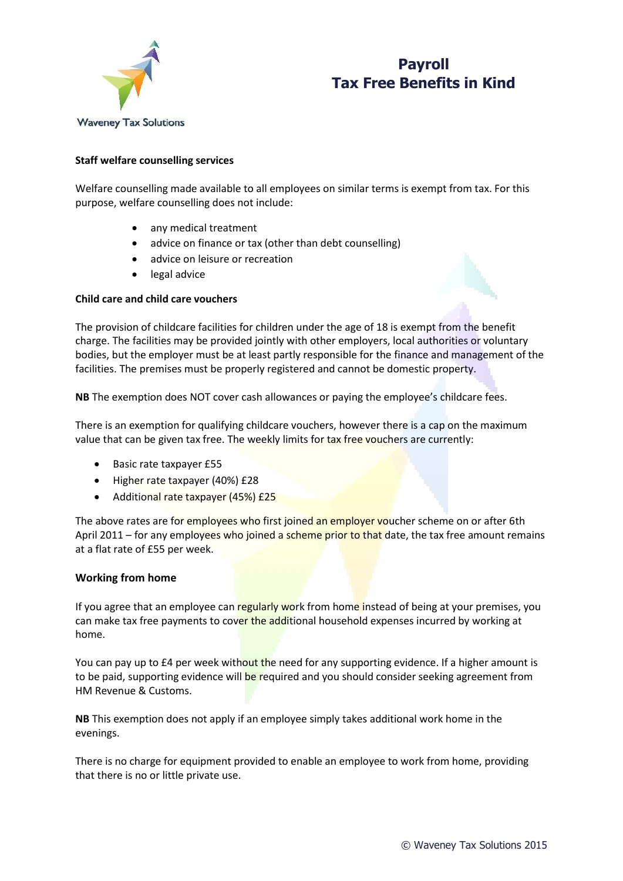## Payroll
## Tax Free Benefits in Kind

**Staff welfare counselling services**

Welfare counselling made available to all employees on similar terms is exempt from tax. For this purpose, welfare counselling does not include:

- any medical treatment
- advice on finance or tax (other than debt counselling)
- advice on leisure or recreation
- legal advice

**Child care and child care vouchers**

The provision of childcare facilities for children under the age of 18 is exempt from the benefit charge. The facilities may be provided jointly with other employers, local authorities or voluntary bodies, but the employer must be at least partly responsible for the finance and management of the facilities. The premises must be properly registered and cannot be domestic property.

**NB** The exemption does NOT cover cash allowances or paying the employee's childcare fees.

There is an exemption for qualifying childcare vouchers, however there is a cap on the maximum value that can be given tax free. The weekly limits for tax free vouchers are currently:

- Basic rate taxpayer £55
- Higher rate taxpayer (40%) £28
- Additional rate taxpayer (45%) £25

The above rates are for employees who first joined an employer voucher scheme on or after 6th April 2011 – for any employees who joined a scheme prior to that date, the tax free amount remains at a flat rate of £55 per week.

**Working from home**

If you agree that an employee can regularly work from home instead of being at your premises, you can make tax free payments to cover the additional household expenses incurred by working at home.

You can pay up to £4 per week without the need for any supporting evidence. If a higher amount is to be paid, supporting evidence will be required and you should consider seeking agreement from HM Revenue & Customs.

**NB** This exemption does not apply if an employee simply takes additional work home in the evenings.

There is no charge for equipment provided to enable an employee to work from home, providing that there is no or little private use.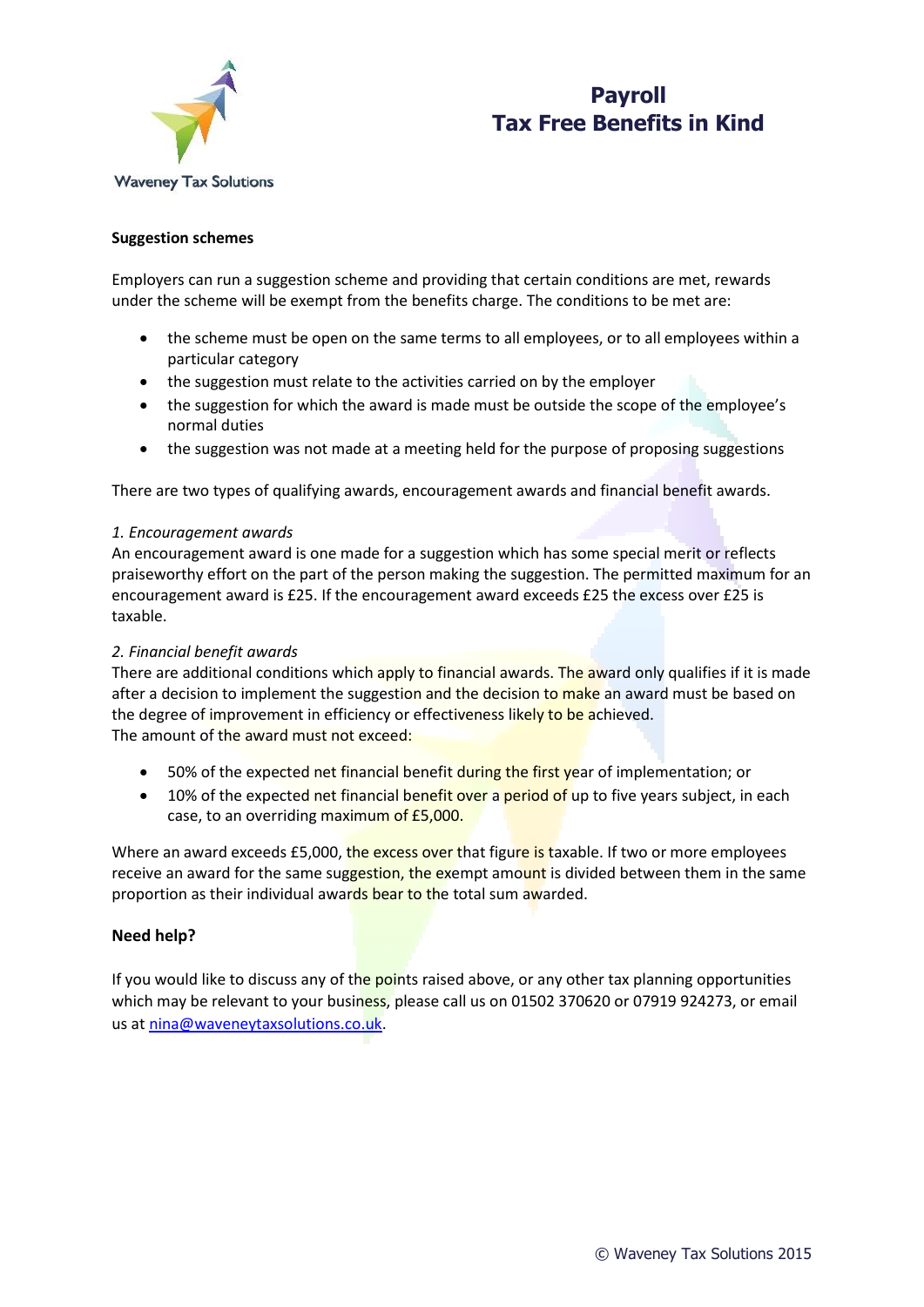# Payroll
# Tax Free Benefits in Kind

**Suggestion schemes**

Employers can run a suggestion scheme and providing that certain conditions are met, rewards under the scheme will be exempt from the benefits charge. The conditions to be met are:

- the scheme must be open on the same terms to all employees, or to all employees within a particular category
- the suggestion must relate to the activities carried on by the employer
- the suggestion for which the award is made must be outside the scope of the employee's normal duties
- the suggestion was not made at a meeting held for the purpose of proposing suggestions

There are two types of qualifying awards, encouragement awards and financial benefit awards.

*1. Encouragement awards*
An encouragement award is one made for a suggestion which has some special merit or reflects praiseworthy effort on the part of the person making the suggestion. The permitted maximum for an encouragement award is £25. If the encouragement award exceeds £25 the excess over £25 is taxable.

*2. Financial benefit awards*
There are additional conditions which apply to financial awards. The award only qualifies if it is made after a decision to implement the suggestion and the decision to make an award must be based on the degree of improvement in efficiency or effectiveness likely to be achieved.
The amount of the award must not exceed:

- 50% of the expected net financial benefit during the first year of implementation; or
- 10% of the expected net financial benefit over a period of up to five years subject, in each case, to an overriding maximum of £5,000.

Where an award exceeds £5,000, the excess over that figure is taxable. If two or more employees receive an award for the same suggestion, the exempt amount is divided between them in the same proportion as their individual awards bear to the total sum awarded.

**Need help?**

If you would like to discuss any of the points raised above, or any other tax planning opportunities which may be relevant to your business, please call us on 01502 370620 or 07919 924273, or email us at nina@waveneytaxsolutions.co.uk.

© Waveney Tax Solutions 2015